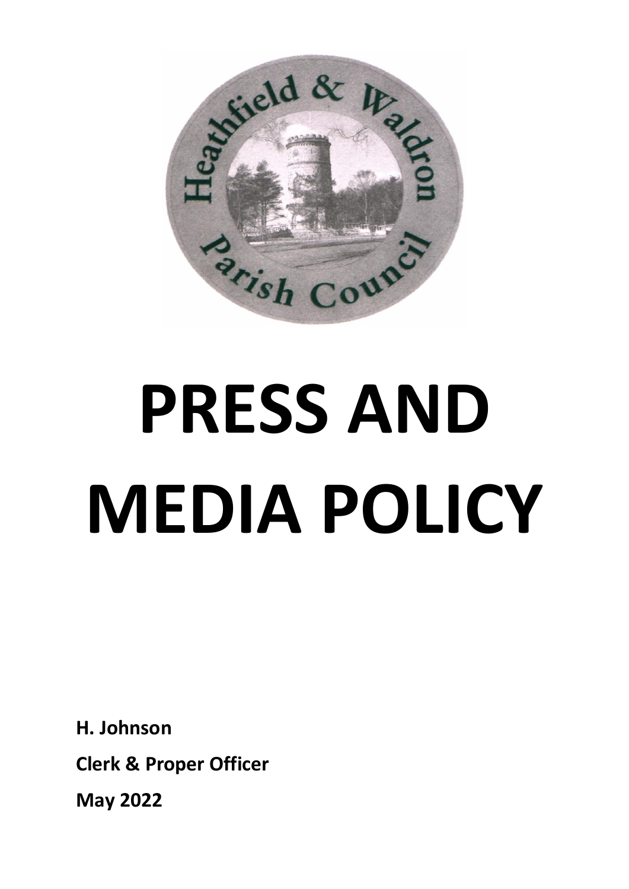# PRESS AND MEDIA POLICY

**H. Johnson**

**Clerk & Proper Officer**

**May 2022**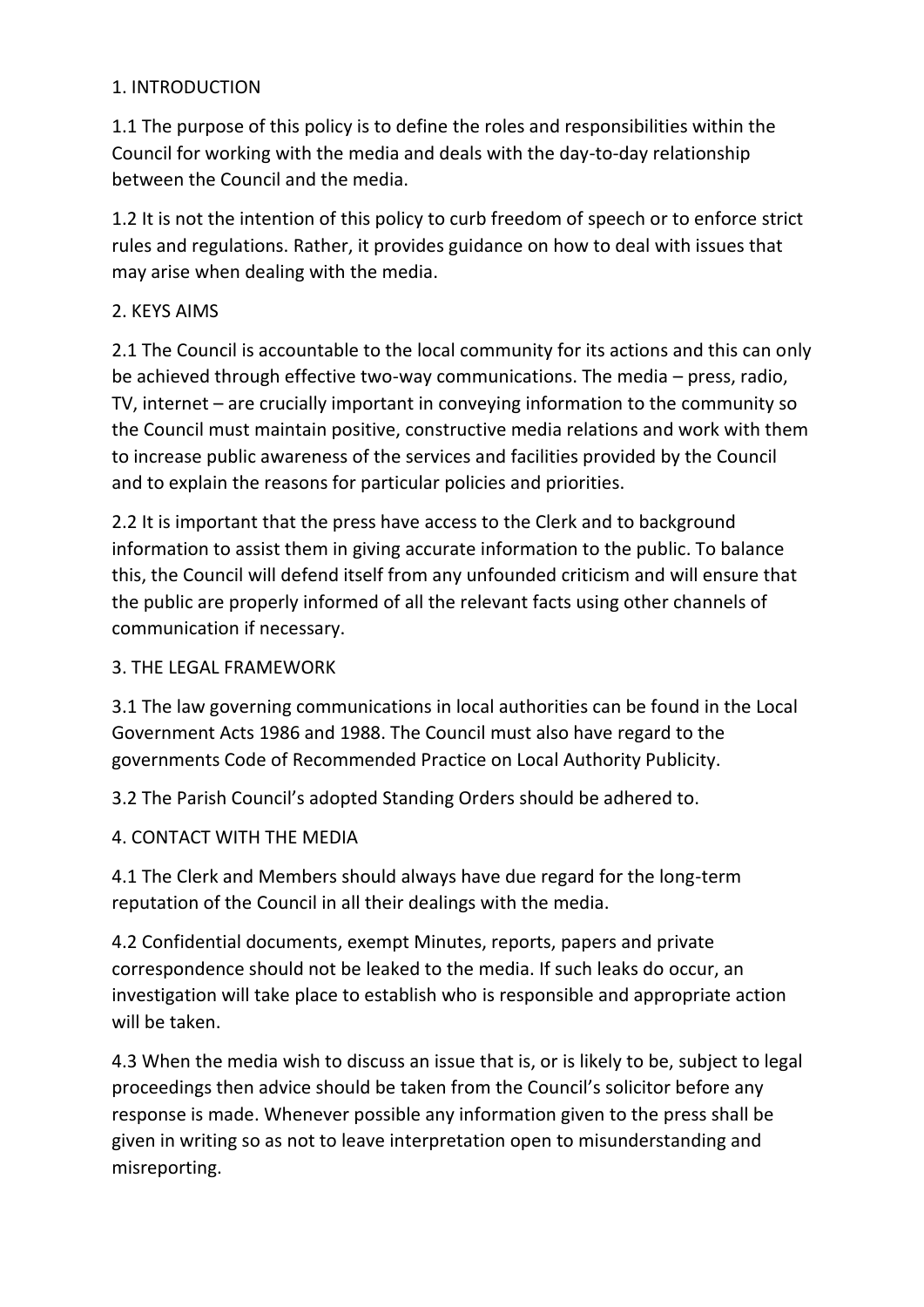## 1. INTRODUCTION

1.1 The purpose of this policy is to define the roles and responsibilities within the Council for working with the media and deals with the day-to-day relationship between the Council and the media.

1.2 It is not the intention of this policy to curb freedom of speech or to enforce strict rules and regulations. Rather, it provides guidance on how to deal with issues that may arise when dealing with the media.

## 2. KEYS AIMS

2.1 The Council is accountable to the local community for its actions and this can only be achieved through effective two-way communications. The media – press, radio, TV, internet – are crucially important in conveying information to the community so the Council must maintain positive, constructive media relations and work with them to increase public awareness of the services and facilities provided by the Council and to explain the reasons for particular policies and priorities.

2.2 It is important that the press have access to the Clerk and to background information to assist them in giving accurate information to the public. To balance this, the Council will defend itself from any unfounded criticism and will ensure that the public are properly informed of all the relevant facts using other channels of communication if necessary.

## 3. THE LEGAL FRAMEWORK

3.1 The law governing communications in local authorities can be found in the Local Government Acts 1986 and 1988. The Council must also have regard to the governments Code of Recommended Practice on Local Authority Publicity.

3.2 The Parish Council's adopted Standing Orders should be adhered to.

## 4. CONTACT WITH THE MEDIA

4.1 The Clerk and Members should always have due regard for the long-term reputation of the Council in all their dealings with the media.

4.2 Confidential documents, exempt Minutes, reports, papers and private correspondence should not be leaked to the media. If such leaks do occur, an investigation will take place to establish who is responsible and appropriate action will be taken.

4.3 When the media wish to discuss an issue that is, or is likely to be, subject to legal proceedings then advice should be taken from the Council's solicitor before any response is made. Whenever possible any information given to the press shall be given in writing so as not to leave interpretation open to misunderstanding and misreporting.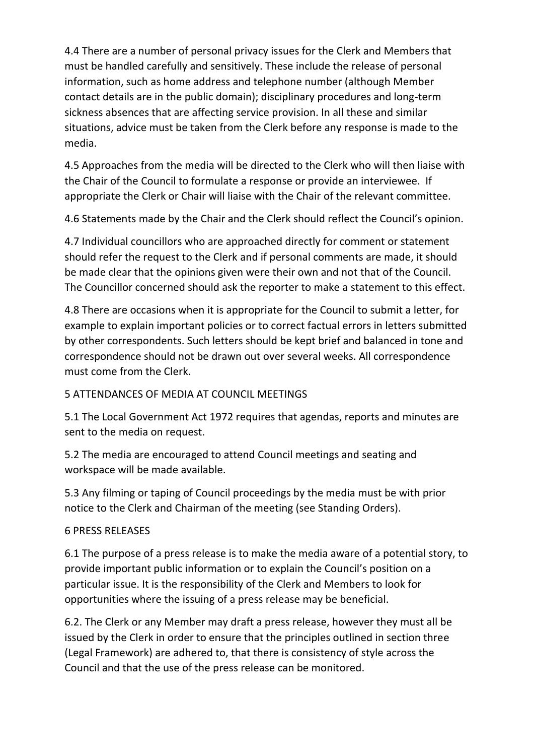4.4 There are a number of personal privacy issues for the Clerk and Members that must be handled carefully and sensitively. These include the release of personal information, such as home address and telephone number (although Member contact details are in the public domain); disciplinary procedures and long-term sickness absences that are affecting service provision. In all these and similar situations, advice must be taken from the Clerk before any response is made to the media.

4.5 Approaches from the media will be directed to the Clerk who will then liaise with the Chair of the Council to formulate a response or provide an interviewee. If appropriate the Clerk or Chair will liaise with the Chair of the relevant committee.

4.6 Statements made by the Chair and the Clerk should reflect the Council's opinion.

4.7 Individual councillors who are approached directly for comment or statement should refer the request to the Clerk and if personal comments are made, it should be made clear that the opinions given were their own and not that of the Council. The Councillor concerned should ask the reporter to make a statement to this effect.

4.8 There are occasions when it is appropriate for the Council to submit a letter, for example to explain important policies or to correct factual errors in letters submitted by other correspondents. Such letters should be kept brief and balanced in tone and correspondence should not be drawn out over several weeks. All correspondence must come from the Clerk.

## 5 ATTENDANCES OF MEDIA AT COUNCIL MEETINGS

5.1 The Local Government Act 1972 requires that agendas, reports and minutes are sent to the media on request.

5.2 The media are encouraged to attend Council meetings and seating and workspace will be made available.

5.3 Any filming or taping of Council proceedings by the media must be with prior notice to the Clerk and Chairman of the meeting (see Standing Orders).

## 6 PRESS RELEASES

6.1 The purpose of a press release is to make the media aware of a potential story, to provide important public information or to explain the Council's position on a particular issue. It is the responsibility of the Clerk and Members to look for opportunities where the issuing of a press release may be beneficial.

6.2. The Clerk or any Member may draft a press release, however they must all be issued by the Clerk in order to ensure that the principles outlined in section three (Legal Framework) are adhered to, that there is consistency of style across the Council and that the use of the press release can be monitored.